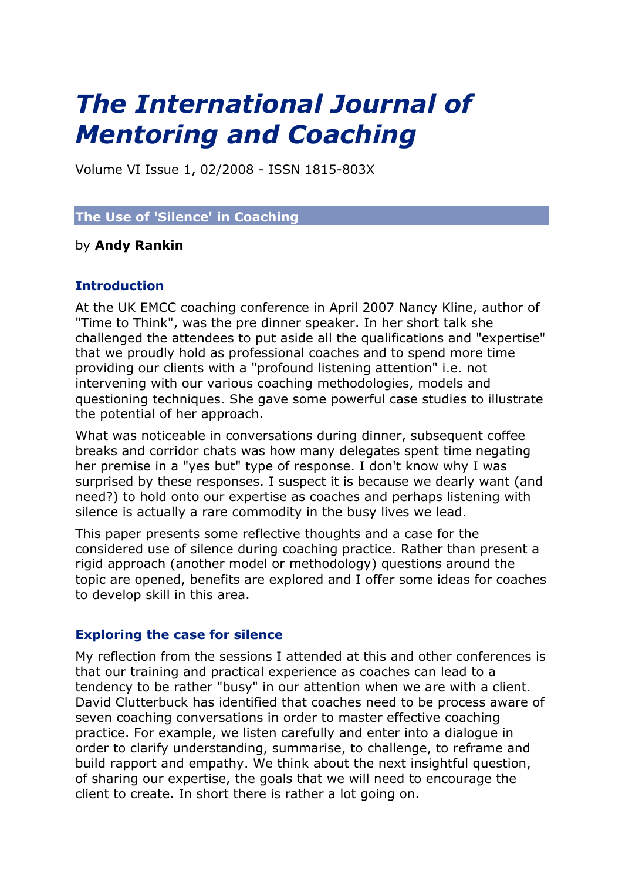# *The International Journal of Mentoring and Coaching*

Volume VI Issue 1, 02/2008 - ISSN 1815-803X

## The Use of 'Silence' in Coaching

by **Andy Rankin**

### Introduction

At the UK EMCC coaching conference in April 2007 Nancy Kline, author of "Time to Think", was the pre dinner speaker. In her short talk she challenged the attendees to put aside all the qualifications and "expertise" that we proudly hold as professional coaches and to spend more time providing our clients with a "profound listening attention" i.e. not intervening with our various coaching methodologies, models and questioning techniques. She gave some powerful case studies to illustrate the potential of her approach.

What was noticeable in conversations during dinner, subsequent coffee breaks and corridor chats was how many delegates spent time negating her premise in a "yes but" type of response. I don't know why I was surprised by these responses. I suspect it is because we dearly want (and need?) to hold onto our expertise as coaches and perhaps listening with silence is actually a rare commodity in the busy lives we lead.

This paper presents some reflective thoughts and a case for the considered use of silence during coaching practice. Rather than present a rigid approach (another model or methodology) questions around the topic are opened, benefits are explored and I offer some ideas for coaches to develop skill in this area.

### Exploring the case for silence

My reflection from the sessions I attended at this and other conferences is that our training and practical experience as coaches can lead to a tendency to be rather "busy" in our attention when we are with a client. David Clutterbuck has identified that coaches need to be process aware of seven coaching conversations in order to master effective coaching practice. For example, we listen carefully and enter into a dialogue in order to clarify understanding, summarise, to challenge, to reframe and build rapport and empathy. We think about the next insightful question, of sharing our expertise, the goals that we will need to encourage the client to create. In short there is rather a lot going on.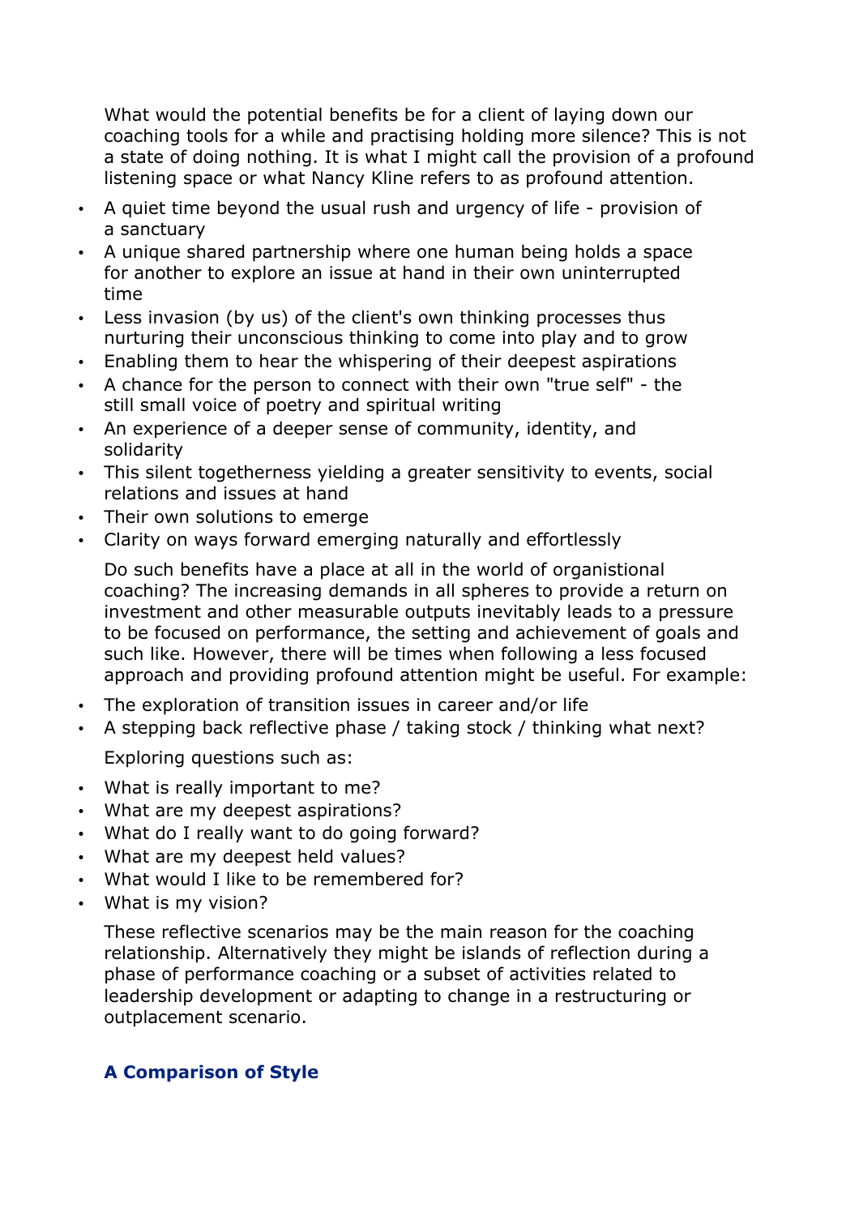What would the potential benefits be for a client of laying down our coaching tools for a while and practising holding more silence? This is not a state of doing nothing. It is what I might call the provision of a profound listening space or what Nancy Kline refers to as profound attention.

- A quiet time beyond the usual rush and urgency of life - provision of a sanctuary
- A unique shared partnership where one human being holds a space for another to explore an issue at hand in their own uninterrupted time
- Less invasion (by us) of the client's own thinking processes thus nurturing their unconscious thinking to come into play and to grow
- Enabling them to hear the whispering of their deepest aspirations
- A chance for the person to connect with their own "true self" - the still small voice of poetry and spiritual writing
- An experience of a deeper sense of community, identity, and solidarity
- This silent togetherness yielding a greater sensitivity to events, social relations and issues at hand
- Their own solutions to emerge
- Clarity on ways forward emerging naturally and effortlessly

Do such benefits have a place at all in the world of organistional coaching? The increasing demands in all spheres to provide a return on investment and other measurable outputs inevitably leads to a pressure to be focused on performance, the setting and achievement of goals and such like. However, there will be times when following a less focused approach and providing profound attention might be useful. For example:

- The exploration of transition issues in career and/or life
- A stepping back reflective phase / taking stock / thinking what next?

Exploring questions such as:

- What is really important to me?
- What are my deepest aspirations?
- What do I really want to do going forward?
- What are my deepest held values?
- What would I like to be remembered for?
- What is my vision?

These reflective scenarios may be the main reason for the coaching relationship. Alternatively they might be islands of reflection during a phase of performance coaching or a subset of activities related to leadership development or adapting to change in a restructuring or outplacement scenario.

### A Comparison of Style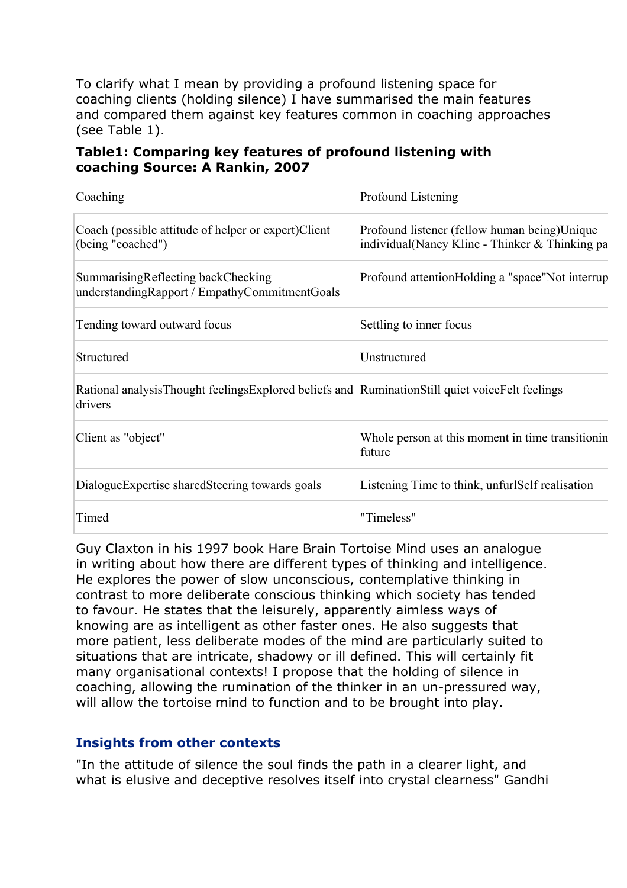To clarify what I mean by providing a profound listening space for coaching clients (holding silence) I have summarised the main features and compared them against key features common in coaching approaches (see Table 1).

**Table1: Comparing key features of profound listening with coaching Source: A Rankin, 2007**

| Coaching | Profound Listening |
| --- | --- |
| Coach (possible attitude of helper or expert)Client (being "coached") | Profound listener (fellow human being)Unique individual(Nancy Kline - Thinker & Thinking pa |
| SummarisingReflecting backChecking understandingRapport / EmpathyCommitmentGoals | Profound attentionHolding a "space"Not interrup |
| Tending toward outward focus | Settling to inner focus |
| Structured | Unstructured |
| Rational analysisThought feelingsExplored beliefs and drivers | RuminationStill quiet voiceFelt feelings |
| Client as "object" | Whole person at this moment in time transitionin future |
| DialogueExpertise sharedSteering towards goals | Listening Time to think, unfurlSelf realisation |
| Timed | "Timeless" |

Guy Claxton in his 1997 book Hare Brain Tortoise Mind uses an analogue in writing about how there are different types of thinking and intelligence. He explores the power of slow unconscious, contemplative thinking in contrast to more deliberate conscious thinking which society has tended to favour. He states that the leisurely, apparently aimless ways of knowing are as intelligent as other faster ones. He also suggests that more patient, less deliberate modes of the mind are particularly suited to situations that are intricate, shadowy or ill defined. This will certainly fit many organisational contexts! I propose that the holding of silence in coaching, allowing the rumination of the thinker in an un-pressured way, will allow the tortoise mind to function and to be brought into play.

### Insights from other contexts

"In the attitude of silence the soul finds the path in a clearer light, and what is elusive and deceptive resolves itself into crystal clearness" Gandhi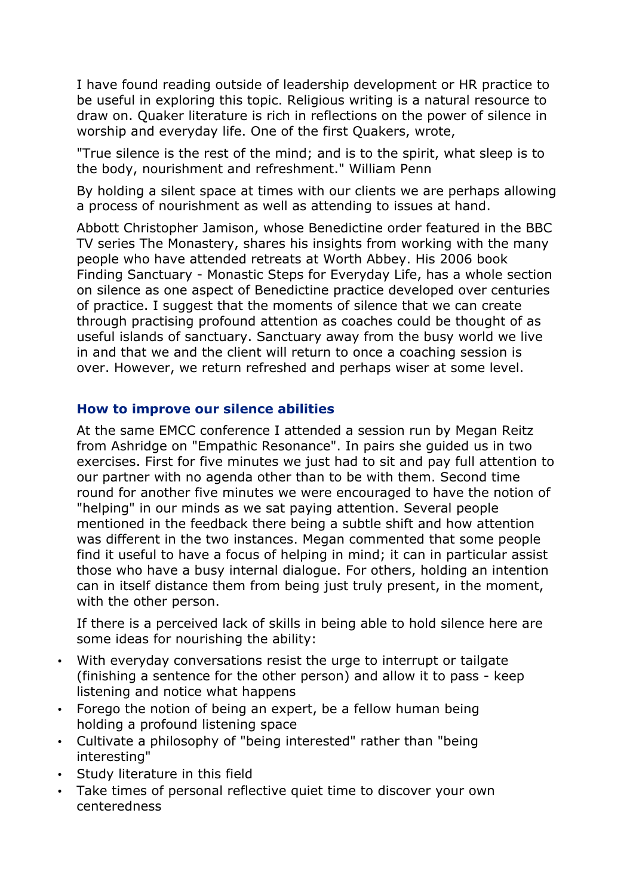I have found reading outside of leadership development or HR practice to be useful in exploring this topic. Religious writing is a natural resource to draw on. Quaker literature is rich in reflections on the power of silence in worship and everyday life. One of the first Quakers, wrote,

"True silence is the rest of the mind; and is to the spirit, what sleep is to the body, nourishment and refreshment." William Penn

By holding a silent space at times with our clients we are perhaps allowing a process of nourishment as well as attending to issues at hand.

Abbott Christopher Jamison, whose Benedictine order featured in the BBC TV series The Monastery, shares his insights from working with the many people who have attended retreats at Worth Abbey. His 2006 book Finding Sanctuary - Monastic Steps for Everyday Life, has a whole section on silence as one aspect of Benedictine practice developed over centuries of practice. I suggest that the moments of silence that we can create through practising profound attention as coaches could be thought of as useful islands of sanctuary. Sanctuary away from the busy world we live in and that we and the client will return to once a coaching session is over. However, we return refreshed and perhaps wiser at some level.

### How to improve our silence abilities

At the same EMCC conference I attended a session run by Megan Reitz from Ashridge on "Empathic Resonance". In pairs she guided us in two exercises. First for five minutes we just had to sit and pay full attention to our partner with no agenda other than to be with them. Second time round for another five minutes we were encouraged to have the notion of "helping" in our minds as we sat paying attention. Several people mentioned in the feedback there being a subtle shift and how attention was different in the two instances. Megan commented that some people find it useful to have a focus of helping in mind; it can in particular assist those who have a busy internal dialogue. For others, holding an intention can in itself distance them from being just truly present, in the moment, with the other person.

If there is a perceived lack of skills in being able to hold silence here are some ideas for nourishing the ability:

- With everyday conversations resist the urge to interrupt or tailgate (finishing a sentence for the other person) and allow it to pass - keep listening and notice what happens
- Forego the notion of being an expert, be a fellow human being holding a profound listening space
- Cultivate a philosophy of "being interested" rather than "being interesting"
- Study literature in this field
- Take times of personal reflective quiet time to discover your own centeredness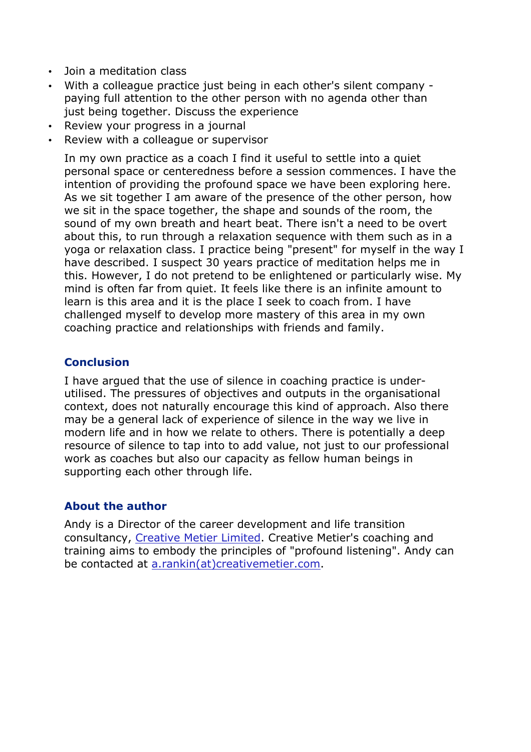- Join a meditation class
- With a colleague practice just being in each other's silent company - paying full attention to the other person with no agenda other than just being together. Discuss the experience
- Review your progress in a journal
- Review with a colleague or supervisor

In my own practice as a coach I find it useful to settle into a quiet personal space or centeredness before a session commences. I have the intention of providing the profound space we have been exploring here. As we sit together I am aware of the presence of the other person, how we sit in the space together, the shape and sounds of the room, the sound of my own breath and heart beat. There isn't a need to be overt about this, to run through a relaxation sequence with them such as in a yoga or relaxation class. I practice being "present" for myself in the way I have described. I suspect 30 years practice of meditation helps me in this. However, I do not pretend to be enlightened or particularly wise. My mind is often far from quiet. It feels like there is an infinite amount to learn is this area and it is the place I seek to coach from. I have challenged myself to develop more mastery of this area in my own coaching practice and relationships with friends and family.

## Conclusion

I have argued that the use of silence in coaching practice is under-utilised. The pressures of objectives and outputs in the organisational context, does not naturally encourage this kind of approach. Also there may be a general lack of experience of silence in the way we live in modern life and in how we relate to others. There is potentially a deep resource of silence to tap into to add value, not just to our professional work as coaches but also our capacity as fellow human beings in supporting each other through life.

## About the author

Andy is a Director of the career development and life transition consultancy, [Creative Metier Limited](). Creative Metier's coaching and training aims to embody the principles of "profound listening". Andy can be contacted at [a.rankin(at)creativemetier.com]().